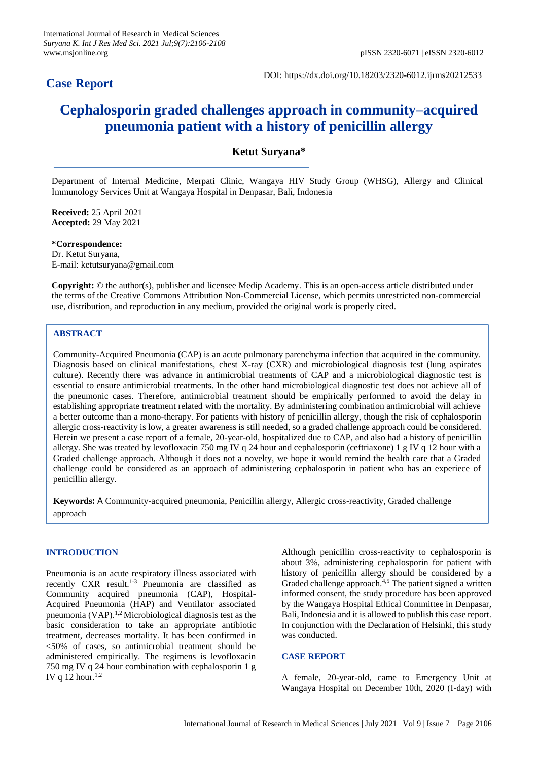## Case Report

DOI: https://dx.doi.org/10.18203/2320-6012.ijrms20212533

# Cephalosporin graded challenges approach in community–acquired pneumonia patient with a history of penicillin allergy

**Ketut Suryana***

Department of Internal Medicine, Merpati Clinic, Wangaya HIV Study Group (WHSG), Allergy and Clinical Immunology Services Unit at Wangaya Hospital in Denpasar, Bali, Indonesia

**Received:** 25 April 2021
**Accepted:** 29 May 2021

***Correspondence:**
Dr. Ketut Suryana,
E-mail: ketutsuryana@gmail.com

**Copyright:** © the author(s), publisher and licensee Medip Academy. This is an open-access article distributed under the terms of the Creative Commons Attribution Non-Commercial License, which permits unrestricted non-commercial use, distribution, and reproduction in any medium, provided the original work is properly cited.

## ABSTRACT

Community-Acquired Pneumonia (CAP) is an acute pulmonary parenchyma infection that acquired in the community. Diagnosis based on clinical manifestations, chest X-ray (CXR) and microbiological diagnosis test (lung aspirates culture). Recently there was advance in antimicrobial treatments of CAP and a microbiological diagnostic test is essential to ensure antimicrobial treatments. In the other hand microbiological diagnostic test does not achieve all of the pneumonic cases. Therefore, antimicrobial treatment should be empirically performed to avoid the delay in establishing appropriate treatment related with the mortality. By administering combination antimicrobial will achieve a better outcome than a mono-therapy. For patients with history of penicillin allergy, though the risk of cephalosporin allergic cross-reactivity is low, a greater awareness is still needed, so a graded challenge approach could be considered. Herein we present a case report of a female, 20-year-old, hospitalized due to CAP, and also had a history of penicillin allergy. She was treated by levofloxacin 750 mg IV q 24 hour and cephalosporin (ceftriaxone) 1 g IV q 12 hour with a Graded challenge approach. Although it does not a novelty, we hope it would remind the health care that a Graded challenge could be considered as an approach of administering cephalosporin in patient who has an experiece of penicillin allergy.

**Keywords:** A Community-acquired pneumonia, Penicillin allergy, Allergic cross-reactivity, Graded challenge approach

## INTRODUCTION

Pneumonia is an acute respiratory illness associated with recently CXR result.[1-3] Pneumonia are classified as Community acquired pneumonia (CAP), Hospital-Acquired Pneumonia (HAP) and Ventilator associated pneumonia (VAP).[1,2] Microbiological diagnosis test as the basic consideration to take an appropriate antibiotic treatment, decreases mortality. It has been confirmed in <50% of cases, so antimicrobial treatment should be administered empirically. The regimens is levofloxacin 750 mg IV q 24 hour combination with cephalosporin 1 g IV q 12 hour.[1,2]

Although penicillin cross-reactivity to cephalosporin is about 3%, administering cephalosporin for patient with history of penicillin allergy should be considered by a Graded challenge approach.[4,5] The patient signed a written informed consent, the study procedure has been approved by the Wangaya Hospital Ethical Committee in Denpasar, Bali, Indonesia and it is allowed to publish this case report. In conjunction with the Declaration of Helsinki, this study was conducted.

## CASE REPORT

A female, 20-year-old, came to Emergency Unit at Wangaya Hospital on December 10th, 2020 (I-day) with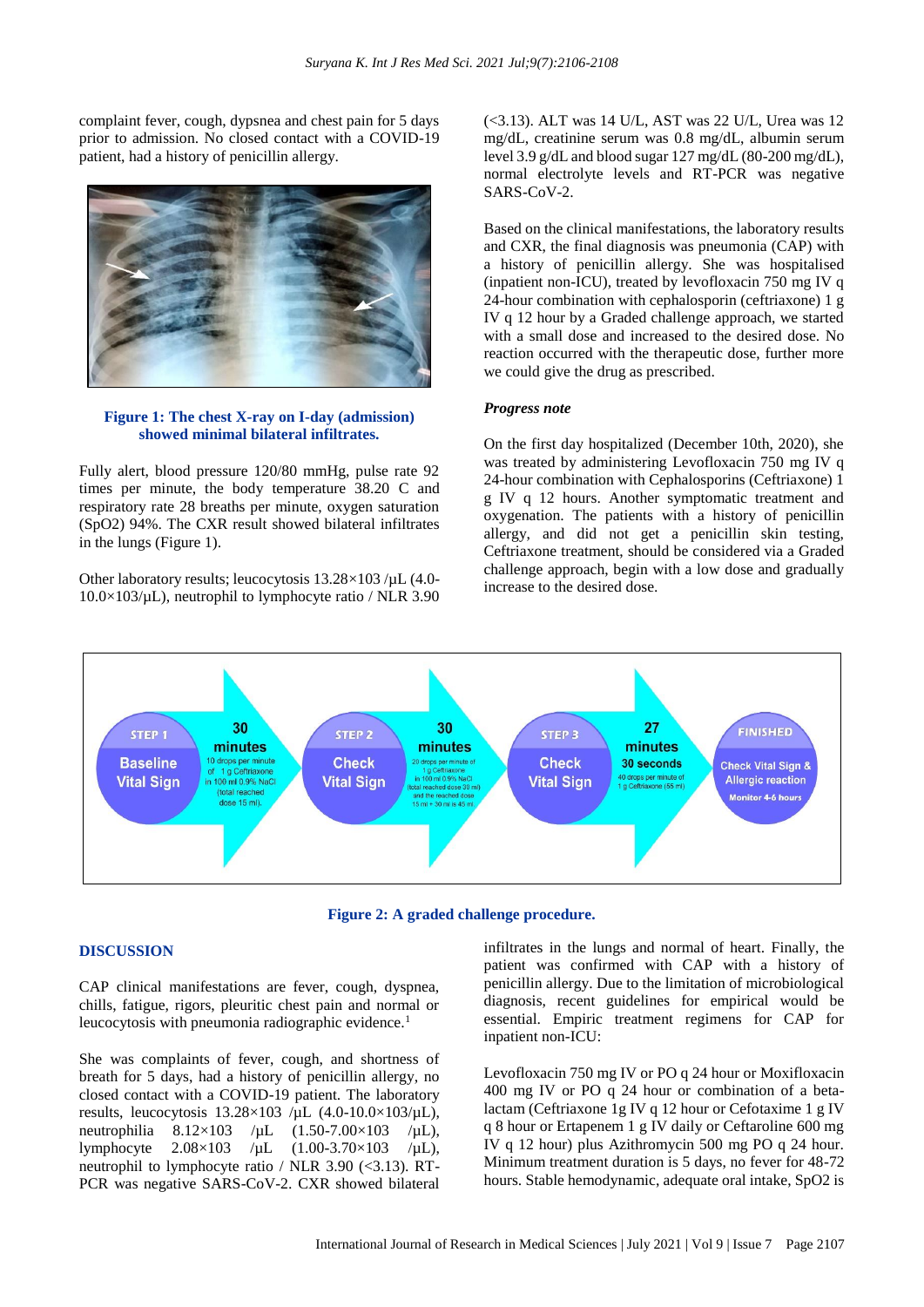complaint fever, cough, dypsnea and chest pain for 5 days prior to admission. No closed contact with a COVID-19 patient, had a history of penicillin allergy.

**Figure 1: The chest X-ray on I-day (admission) showed minimal bilateral infiltrates.**

Fully alert, blood pressure 120/80 mmHg, pulse rate 92 times per minute, the body temperature 38.20 C and respiratory rate 28 breaths per minute, oxygen saturation ($SpO_2$) 94%. The CXR result showed bilateral infiltrates in the lungs (Figure 1).

Other laboratory results; leucocytosis $13.28\times10^3$ /µL (4.0-$10.0\times10^3$/µL), neutrophil to lymphocyte ratio / NLR 3.90 (<3.13). ALT was 14 U/L, AST was 22 U/L, Urea was 12 mg/dL, creatinine serum was 0.8 mg/dL, albumin serum level 3.9 g/dL and blood sugar 127 mg/dL (80-200 mg/dL), normal electrolyte levels and RT-PCR was negative SARS-CoV-2.

Based on the clinical manifestations, the laboratory results and CXR, the final diagnosis was pneumonia (CAP) with a history of penicillin allergy. She was hospitalised (inpatient non-ICU), treated by levofloxacin 750 mg IV q 24-hour combination with cephalosporin (ceftriaxone) 1 g IV q 12 hour by a Graded challenge approach, we started with a small dose and increased to the desired dose. No reaction occurred with the therapeutic dose, further more we could give the drug as prescribed.

### *Progress note*

On the first day hospitalized (December 10th, 2020), she was treated by administering Levofloxacin 750 mg IV q 24-hour combination with Cephalosporins (Ceftriaxone) 1 g IV q 12 hours. Another symptomatic treatment and oxygenation. The patients with a history of penicillin allergy, and did not get a penicillin skin testing, Ceftriaxone treatment, should be considered via a Graded challenge approach, begin with a low dose and gradually increase to the desired dose.

STEP 1: Baseline Vital Sign → 30 minutes: 10 drops per minute of 1 g Ceftriaxone in 100 ml 0.9% NaCl (total reached dose 15 ml). → STEP 2: Check Vital Sign → 30 minutes: 20 drops per minute of 1 g Ceftriaxone in 100 ml 0.9% NaCl (total reached dose 30 ml) and the reached dose 15 ml + 30 ml is 45 ml. → STEP 3: Check Vital Sign → 27 minutes 30 seconds: 40 drops per minute of 1 g Ceftriaxone (55 ml) → FINISHED: Check Vital Sign & Allergic reaction, Monitor 4-6 hours

**Figure 2: A graded challenge procedure.**

## DISCUSSION

CAP clinical manifestations are fever, cough, dyspnea, chills, fatigue, rigors, pleuritic chest pain and normal or leucocytosis with pneumonia radiographic evidence.[1]

She was complaints of fever, cough, and shortness of breath for 5 days, had a history of penicillin allergy, no closed contact with a COVID-19 patient. The laboratory results, leucocytosis $13.28\times10^3$ /µL (4.0-$10.0\times10^3$/µL), neutrophilia $8.12\times10^3$ /µL ($1.50$-$7.00\times10^3$ /µL), lymphocyte $2.08\times10^3$ /µL ($1.00$-$3.70\times10^3$ /µL), neutrophil to lymphocyte ratio / NLR 3.90 (<3.13). RT-PCR was negative SARS-CoV-2. CXR showed bilateral infiltrates in the lungs and normal of heart. Finally, the patient was confirmed with CAP with a history of penicillin allergy. Due to the limitation of microbiological diagnosis, recent guidelines for empirical would be essential. Empiric treatment regimens for CAP for inpatient non-ICU:

Levofloxacin 750 mg IV or PO q 24 hour or Moxifloxacin 400 mg IV or PO q 24 hour or combination of a beta-lactam (Ceftriaxone 1g IV q 12 hour or Cefotaxime 1 g IV q 8 hour or Ertapenem 1 g IV daily or Ceftaroline 600 mg IV q 12 hour) plus Azithromycin 500 mg PO q 24 hour. Minimum treatment duration is 5 days, no fever for 48-72 hours. Stable hemodynamic, adequate oral intake, $SpO_2$ is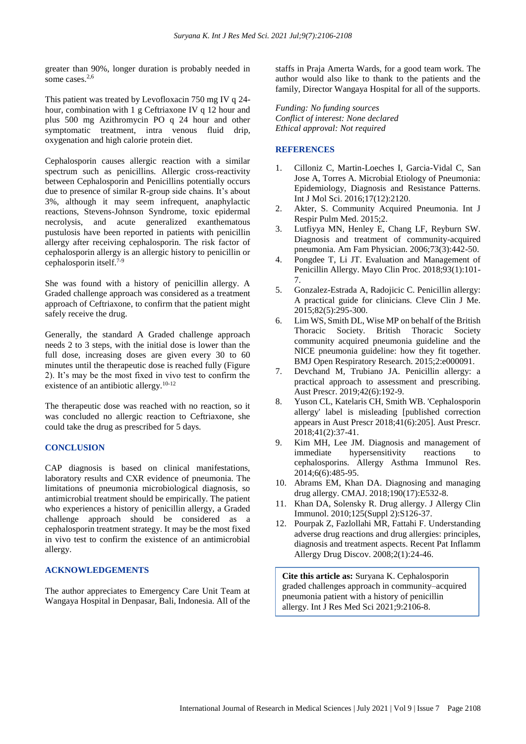greater than 90%, longer duration is probably needed in some cases.[2,6]

This patient was treated by Levofloxacin 750 mg IV q 24-hour, combination with 1 g Ceftriaxone IV q 12 hour and plus 500 mg Azithromycin PO q 24 hour and other symptomatic treatment, intra venous fluid drip, oxygenation and high calorie protein diet.

Cephalosporin causes allergic reaction with a similar spectrum such as penicillins. Allergic cross-reactivity between Cephalosporin and Penicillins potentially occurs due to presence of similar R-group side chains. It's about 3%, although it may seem infrequent, anaphylactic reactions, Stevens-Johnson Syndrome, toxic epidermal necrolysis, and acute generalized exanthematous pustulosis have been reported in patients with penicillin allergy after receiving cephalosporin. The risk factor of cephalosporin allergy is an allergic history to penicillin or cephalosporin itself.[7-9]

She was found with a history of penicillin allergy. A Graded challenge approach was considered as a treatment approach of Ceftriaxone, to confirm that the patient might safely receive the drug.

Generally, the standard A Graded challenge approach needs 2 to 3 steps, with the initial dose is lower than the full dose, increasing doses are given every 30 to 60 minutes until the therapeutic dose is reached fully (Figure 2). It's may be the most fixed in vivo test to confirm the existence of an antibiotic allergy.[10-12]

The therapeutic dose was reached with no reaction, so it was concluded no allergic reaction to Ceftriaxone, she could take the drug as prescribed for 5 days.

## CONCLUSION

CAP diagnosis is based on clinical manifestations, laboratory results and CXR evidence of pneumonia. The limitations of pneumonia microbiological diagnosis, so antimicrobial treatment should be empirically. The patient who experiences a history of penicillin allergy, a Graded challenge approach should be considered as a cephalosporin treatment strategy. It may be the most fixed in vivo test to confirm the existence of an antimicrobial allergy.

## ACKNOWLEDGEMENTS

The author appreciates to Emergency Care Unit Team at Wangaya Hospital in Denpasar, Bali, Indonesia. All of the staffs in Praja Amerta Wards, for a good team work. The author would also like to thank to the patients and the family, Director Wangaya Hospital for all of the supports.

*Funding: No funding sources*
*Conflict of interest: None declared*
*Ethical approval: Not required*

## REFERENCES

1. Cilloniz C, Martin-Loeches I, Garcia-Vidal C, San Jose A, Torres A. Microbial Etiology of Pneumonia: Epidemiology, Diagnosis and Resistance Patterns. Int J Mol Sci. 2016;17(12):2120.
2. Akter, S. Community Acquired Pneumonia. Int J Respir Pulm Med. 2015;2.
3. Lutfiyya MN, Henley E, Chang LF, Reyburn SW. Diagnosis and treatment of community-acquired pneumonia. Am Fam Physician. 2006;73(3):442-50.
4. Pongdee T, Li JT. Evaluation and Management of Penicillin Allergy. Mayo Clin Proc. 2018;93(1):101-7.
5. Gonzalez-Estrada A, Radojicic C. Penicillin allergy: A practical guide for clinicians. Cleve Clin J Me. 2015;82(5):295-300.
6. Lim WS, Smith DL, Wise MP on behalf of the British Thoracic Society. British Thoracic Society community acquired pneumonia guideline and the NICE pneumonia guideline: how they fit together. BMJ Open Respiratory Research. 2015;2:e000091.
7. Devchand M, Trubiano JA. Penicillin allergy: a practical approach to assessment and prescribing. Aust Prescr. 2019;42(6):192-9.
8. Yuson CL, Katelaris CH, Smith WB. 'Cephalosporin allergy' label is misleading [published correction appears in Aust Prescr 2018;41(6):205]. Aust Prescr. 2018;41(2):37-41.
9. Kim MH, Lee JM. Diagnosis and management of immediate hypersensitivity reactions to cephalosporins. Allergy Asthma Immunol Res. 2014;6(6):485-95.
10. Abrams EM, Khan DA. Diagnosing and managing drug allergy. CMAJ. 2018;190(17):E532-8.
11. Khan DA, Solensky R. Drug allergy. J Allergy Clin Immunol. 2010;125(Suppl 2):S126-37.
12. Pourpak Z, Fazlollahi MR, Fattahi F. Understanding adverse drug reactions and drug allergies: principles, diagnosis and treatment aspects. Recent Pat Inflamm Allergy Drug Discov. 2008;2(1):24-46.

**Cite this article as:** Suryana K. Cephalosporin graded challenges approach in community–acquired pneumonia patient with a history of penicillin allergy. Int J Res Med Sci 2021;9:2106-8.